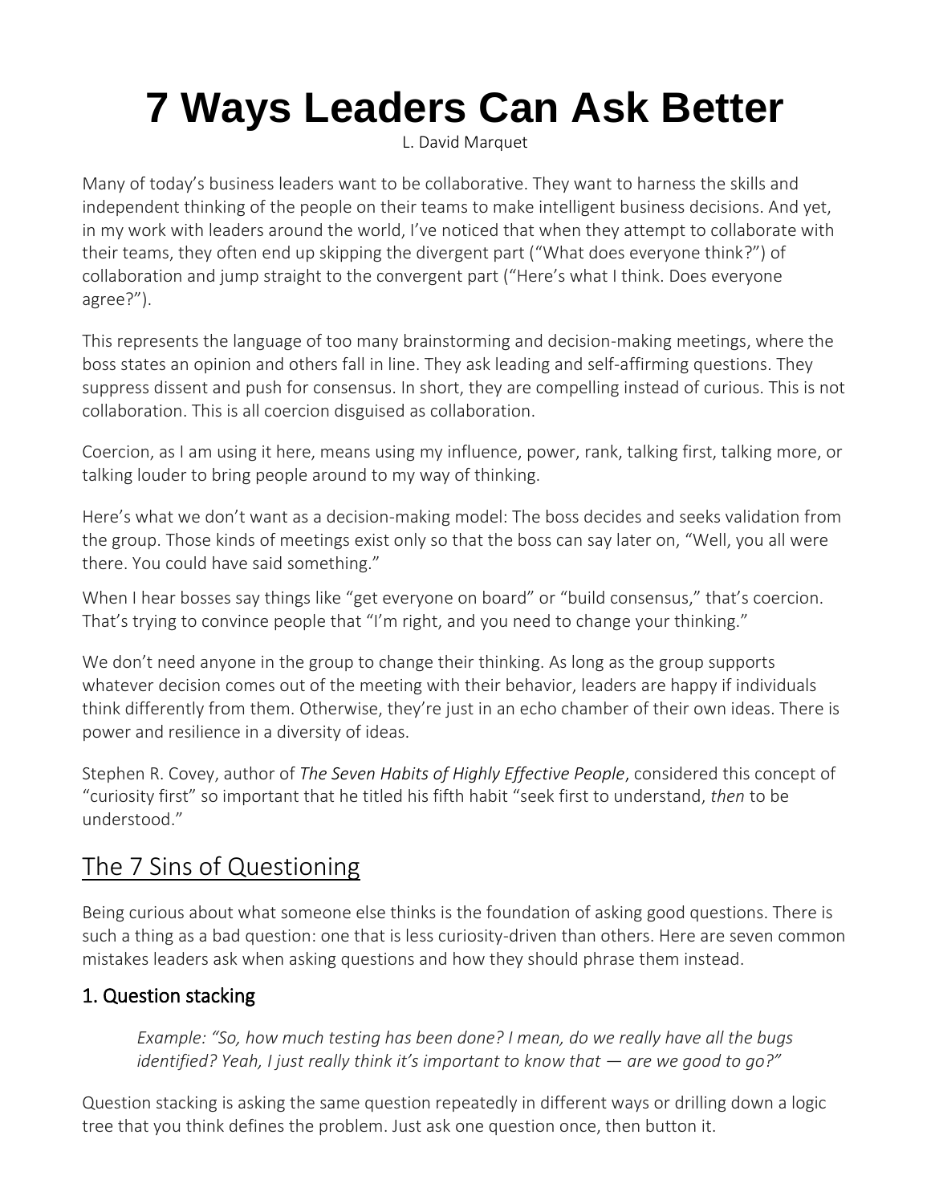# 7 Ways Leaders Can Ask Better

L. David Marquet

Many of today's business leaders want to be collaborative. They want to harness the skills and independent thinking of the people on their teams to make intelligent business decisions. And yet, in my work with leaders around the world, I've noticed that when they attempt to collaborate with their teams, they often end up skipping the divergent part ("What does everyone think?") of collaboration and jump straight to the convergent part ("Here's what I think. Does everyone agree?").

This represents the language of too many brainstorming and decision-making meetings, where the boss states an opinion and others fall in line. They ask leading and self-affirming questions. They suppress dissent and push for consensus. In short, they are compelling instead of curious. This is not collaboration. This is all coercion disguised as collaboration.

Coercion, as I am using it here, means using my influence, power, rank, talking first, talking more, or talking louder to bring people around to my way of thinking.

Here's what we don't want as a decision-making model: The boss decides and seeks validation from the group. Those kinds of meetings exist only so that the boss can say later on, "Well, you all were there. You could have said something."

When I hear bosses say things like "get everyone on board" or "build consensus," that's coercion. That's trying to convince people that "I'm right, and you need to change your thinking."

We don't need anyone in the group to change their thinking. As long as the group supports whatever decision comes out of the meeting with their behavior, leaders are happy if individuals think differently from them. Otherwise, they're just in an echo chamber of their own ideas. There is power and resilience in a diversity of ideas.

Stephen R. Covey, author of *The Seven Habits of Highly Effective People*, considered this concept of "curiosity first" so important that he titled his fifth habit "seek first to understand, *then* to be understood."

## The 7 Sins of Questioning

Being curious about what someone else thinks is the foundation of asking good questions. There is such a thing as a bad question: one that is less curiosity-driven than others. Here are seven common mistakes leaders ask when asking questions and how they should phrase them instead.

### 1. Question stacking

> *Example: "So, how much testing has been done? I mean, do we really have all the bugs identified? Yeah, I just really think it's important to know that — are we good to go?"*

Question stacking is asking the same question repeatedly in different ways or drilling down a logic tree that you think defines the problem. Just ask one question once, then button it.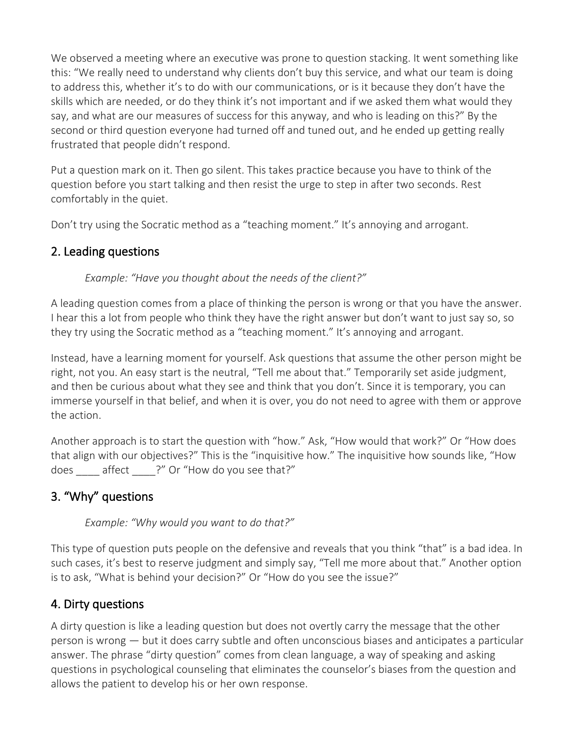We observed a meeting where an executive was prone to question stacking. It went something like this: "We really need to understand why clients don't buy this service, and what our team is doing to address this, whether it's to do with our communications, or is it because they don't have the skills which are needed, or do they think it's not important and if we asked them what would they say, and what are our measures of success for this anyway, and who is leading on this?" By the second or third question everyone had turned off and tuned out, and he ended up getting really frustrated that people didn't respond.

Put a question mark on it. Then go silent. This takes practice because you have to think of the question before you start talking and then resist the urge to step in after two seconds. Rest comfortably in the quiet.

Don't try using the Socratic method as a "teaching moment." It's annoying and arrogant.

## 2. Leading questions

*Example: "Have you thought about the needs of the client?"*

A leading question comes from a place of thinking the person is wrong or that you have the answer. I hear this a lot from people who think they have the right answer but don't want to just say so, so they try using the Socratic method as a "teaching moment." It's annoying and arrogant.

Instead, have a learning moment for yourself. Ask questions that assume the other person might be right, not you. An easy start is the neutral, "Tell me about that." Temporarily set aside judgment, and then be curious about what they see and think that you don't. Since it is temporary, you can immerse yourself in that belief, and when it is over, you do not need to agree with them or approve the action.

Another approach is to start the question with "how." Ask, "How would that work?" Or "How does that align with our objectives?" This is the "inquisitive how." The inquisitive how sounds like, "How does ____ affect ____?" Or "How do you see that?"

## 3. "Why" questions

*Example: "Why would you want to do that?"*

This type of question puts people on the defensive and reveals that you think "that" is a bad idea. In such cases, it's best to reserve judgment and simply say, "Tell me more about that." Another option is to ask, "What is behind your decision?" Or "How do you see the issue?"

## 4. Dirty questions

A dirty question is like a leading question but does not overtly carry the message that the other person is wrong — but it does carry subtle and often unconscious biases and anticipates a particular answer. The phrase "dirty question" comes from clean language, a way of speaking and asking questions in psychological counseling that eliminates the counselor's biases from the question and allows the patient to develop his or her own response.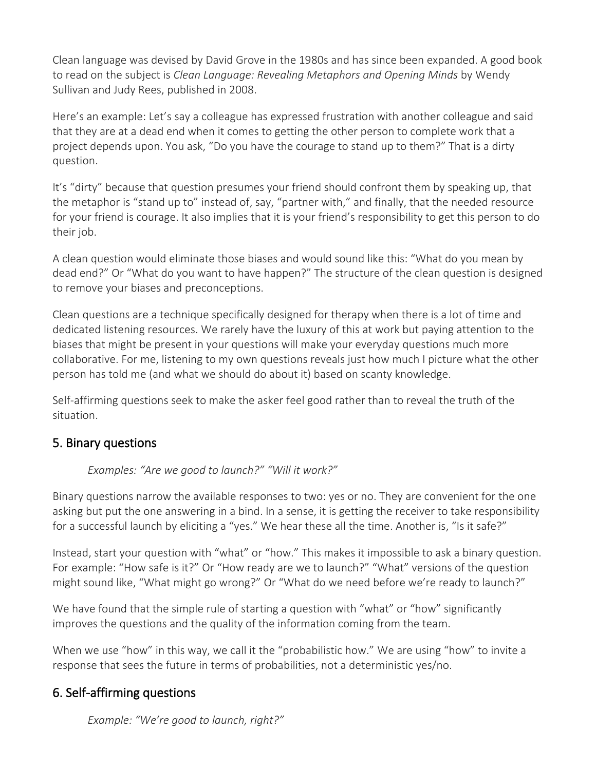Clean language was devised by David Grove in the 1980s and has since been expanded. A good book to read on the subject is *Clean Language: Revealing Metaphors and Opening Minds* by Wendy Sullivan and Judy Rees, published in 2008.

Here's an example: Let's say a colleague has expressed frustration with another colleague and said that they are at a dead end when it comes to getting the other person to complete work that a project depends upon. You ask, "Do you have the courage to stand up to them?" That is a dirty question.

It's "dirty" because that question presumes your friend should confront them by speaking up, that the metaphor is "stand up to" instead of, say, "partner with," and finally, that the needed resource for your friend is courage. It also implies that it is your friend's responsibility to get this person to do their job.

A clean question would eliminate those biases and would sound like this: "What do you mean by dead end?" Or "What do you want to have happen?" The structure of the clean question is designed to remove your biases and preconceptions.

Clean questions are a technique specifically designed for therapy when there is a lot of time and dedicated listening resources. We rarely have the luxury of this at work but paying attention to the biases that might be present in your questions will make your everyday questions much more collaborative. For me, listening to my own questions reveals just how much I picture what the other person has told me (and what we should do about it) based on scanty knowledge.

Self-affirming questions seek to make the asker feel good rather than to reveal the truth of the situation.

## 5. Binary questions

*Examples: "Are we good to launch?" "Will it work?"*

Binary questions narrow the available responses to two: yes or no. They are convenient for the one asking but put the one answering in a bind. In a sense, it is getting the receiver to take responsibility for a successful launch by eliciting a "yes." We hear these all the time. Another is, "Is it safe?"

Instead, start your question with "what" or "how." This makes it impossible to ask a binary question. For example: "How safe is it?" Or "How ready are we to launch?" "What" versions of the question might sound like, "What might go wrong?" Or "What do we need before we're ready to launch?"

We have found that the simple rule of starting a question with "what" or "how" significantly improves the questions and the quality of the information coming from the team.

When we use "how" in this way, we call it the "probabilistic how." We are using "how" to invite a response that sees the future in terms of probabilities, not a deterministic yes/no.

## 6. Self-affirming questions

*Example: "We're good to launch, right?"*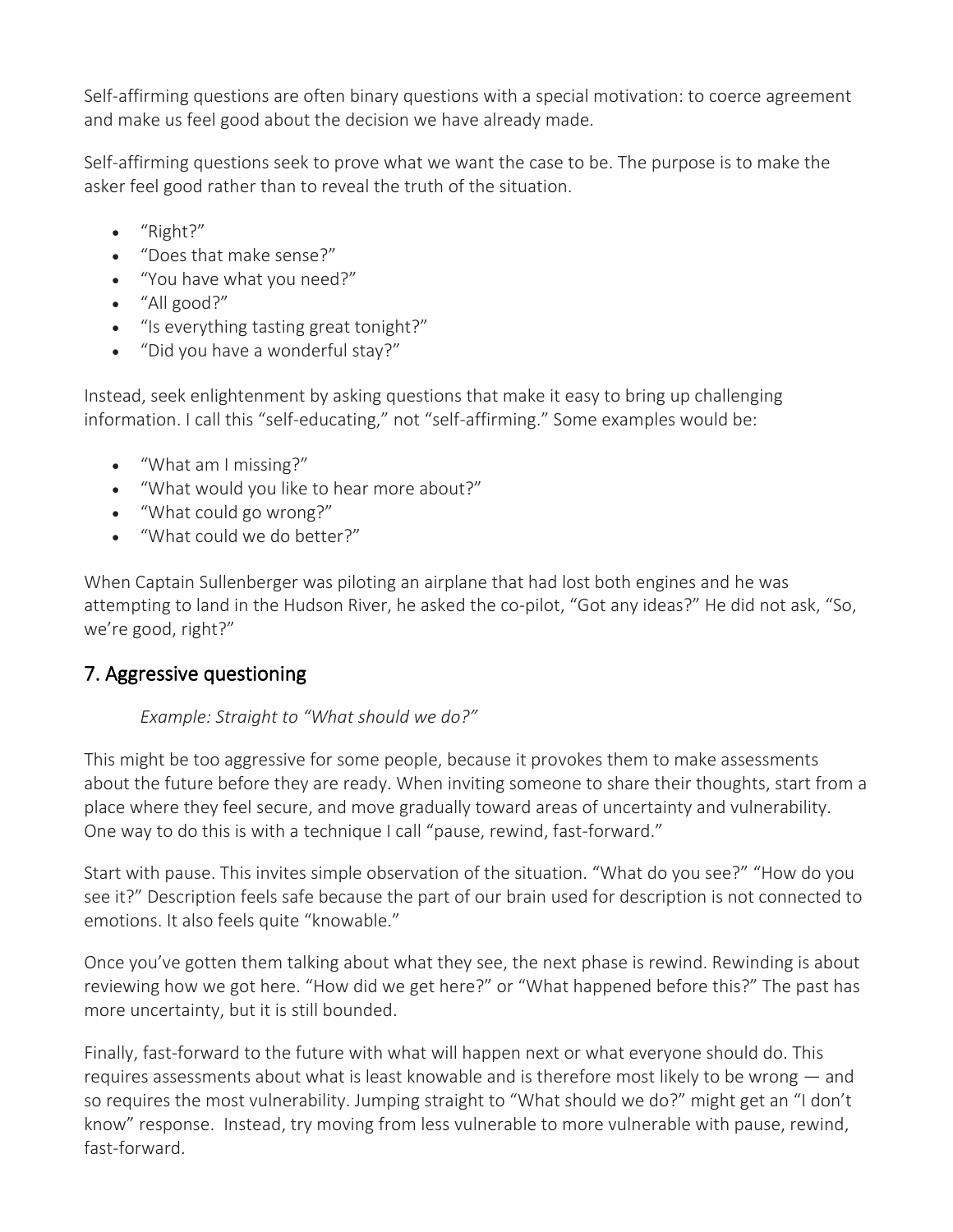Self-affirming questions are often binary questions with a special motivation: to coerce agreement and make us feel good about the decision we have already made.

Self-affirming questions seek to prove what we want the case to be. The purpose is to make the asker feel good rather than to reveal the truth of the situation.

- "Right?"
- "Does that make sense?"
- "You have what you need?"
- "All good?"
- "Is everything tasting great tonight?"
- "Did you have a wonderful stay?"

Instead, seek enlightenment by asking questions that make it easy to bring up challenging information. I call this "self-educating," not "self-affirming." Some examples would be:

- "What am I missing?"
- "What would you like to hear more about?"
- "What could go wrong?"
- "What could we do better?"

When Captain Sullenberger was piloting an airplane that had lost both engines and he was attempting to land in the Hudson River, he asked the co-pilot, "Got any ideas?" He did not ask, "So, we're good, right?"

## 7. Aggressive questioning

*Example: Straight to "What should we do?"*

This might be too aggressive for some people, because it provokes them to make assessments about the future before they are ready. When inviting someone to share their thoughts, start from a place where they feel secure, and move gradually toward areas of uncertainty and vulnerability. One way to do this is with a technique I call "pause, rewind, fast-forward."

Start with pause. This invites simple observation of the situation. "What do you see?" "How do you see it?" Description feels safe because the part of our brain used for description is not connected to emotions. It also feels quite "knowable."

Once you've gotten them talking about what they see, the next phase is rewind. Rewinding is about reviewing how we got here. "How did we get here?" or "What happened before this?" The past has more uncertainty, but it is still bounded.

Finally, fast-forward to the future with what will happen next or what everyone should do. This requires assessments about what is least knowable and is therefore most likely to be wrong — and so requires the most vulnerability. Jumping straight to "What should we do?" might get an "I don't know" response. Instead, try moving from less vulnerable to more vulnerable with pause, rewind, fast-forward.